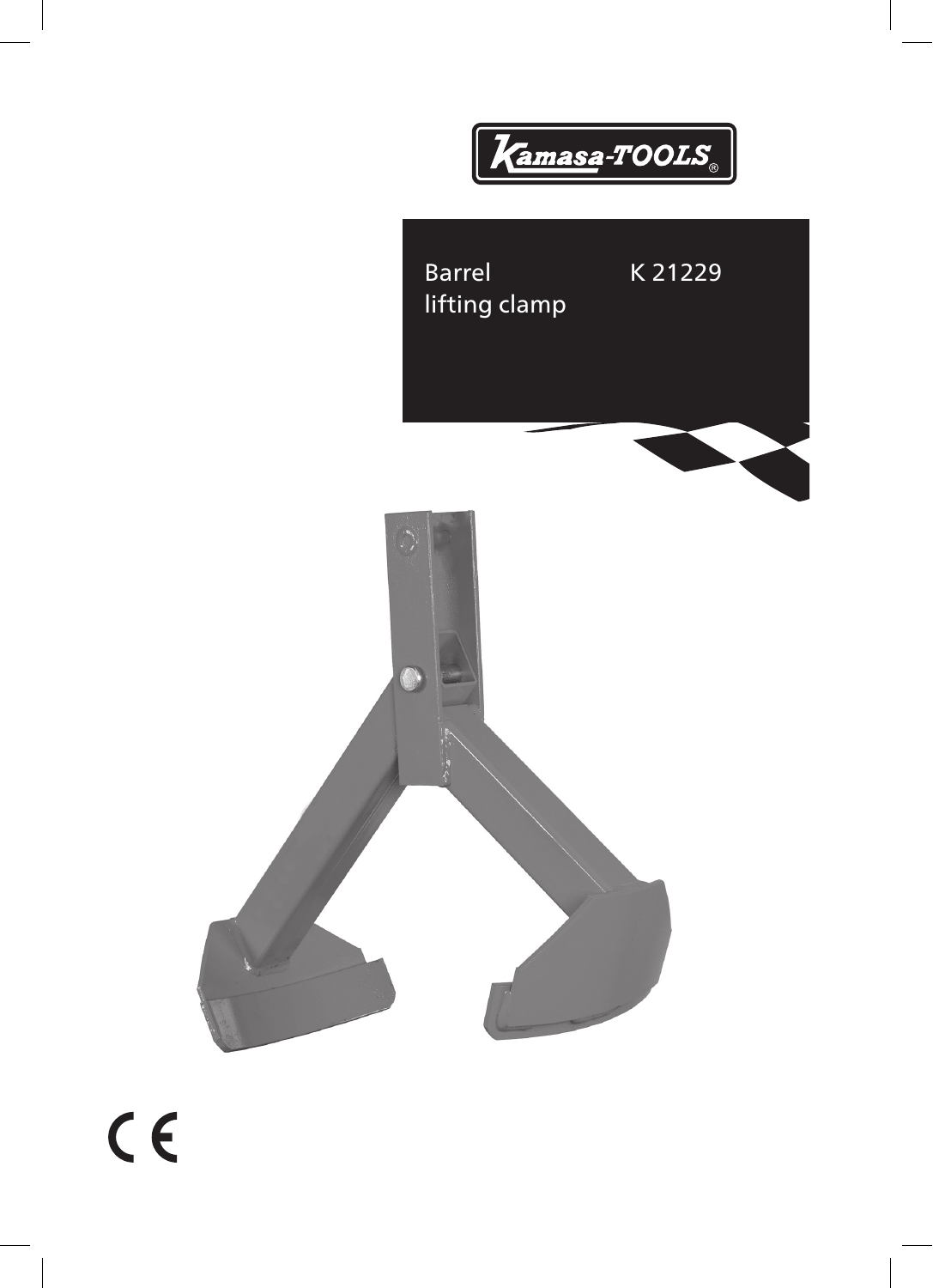Kamasa-TOOLS®

# Barrel lifting clamp

K 21229

CE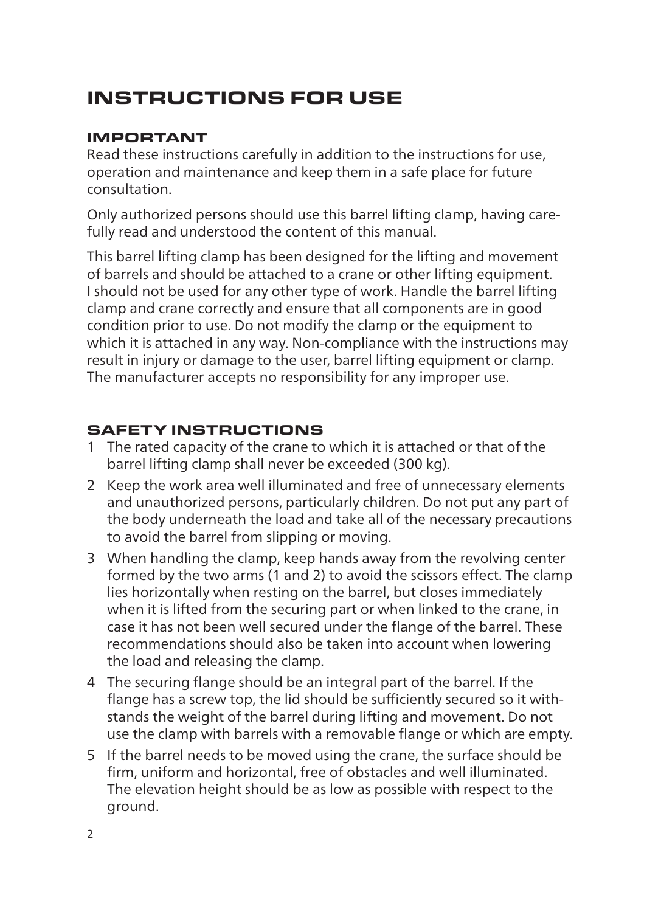# INSTRUCTIONS FOR USE

## IMPORTANT

Read these instructions carefully in addition to the instructions for use, operation and maintenance and keep them in a safe place for future consultation.

Only authorized persons should use this barrel lifting clamp, having carefully read and understood the content of this manual.

This barrel lifting clamp has been designed for the lifting and movement of barrels and should be attached to a crane or other lifting equipment. I should not be used for any other type of work. Handle the barrel lifting clamp and crane correctly and ensure that all components are in good condition prior to use. Do not modify the clamp or the equipment to which it is attached in any way. Non-compliance with the instructions may result in injury or damage to the user, barrel lifting equipment or clamp. The manufacturer accepts no responsibility for any improper use.

## SAFETY INSTRUCTIONS

1. The rated capacity of the crane to which it is attached or that of the barrel lifting clamp shall never be exceeded (300 kg).
2. Keep the work area well illuminated and free of unnecessary elements and unauthorized persons, particularly children. Do not put any part of the body underneath the load and take all of the necessary precautions to avoid the barrel from slipping or moving.
3. When handling the clamp, keep hands away from the revolving center formed by the two arms (1 and 2) to avoid the scissors effect. The clamp lies horizontally when resting on the barrel, but closes immediately when it is lifted from the securing part or when linked to the crane, in case it has not been well secured under the flange of the barrel. These recommendations should also be taken into account when lowering the load and releasing the clamp.
4. The securing flange should be an integral part of the barrel. If the flange has a screw top, the lid should be sufficiently secured so it withstands the weight of the barrel during lifting and movement. Do not use the clamp with barrels with a removable flange or which are empty.
5. If the barrel needs to be moved using the crane, the surface should be firm, uniform and horizontal, free of obstacles and well illuminated. The elevation height should be as low as possible with respect to the ground.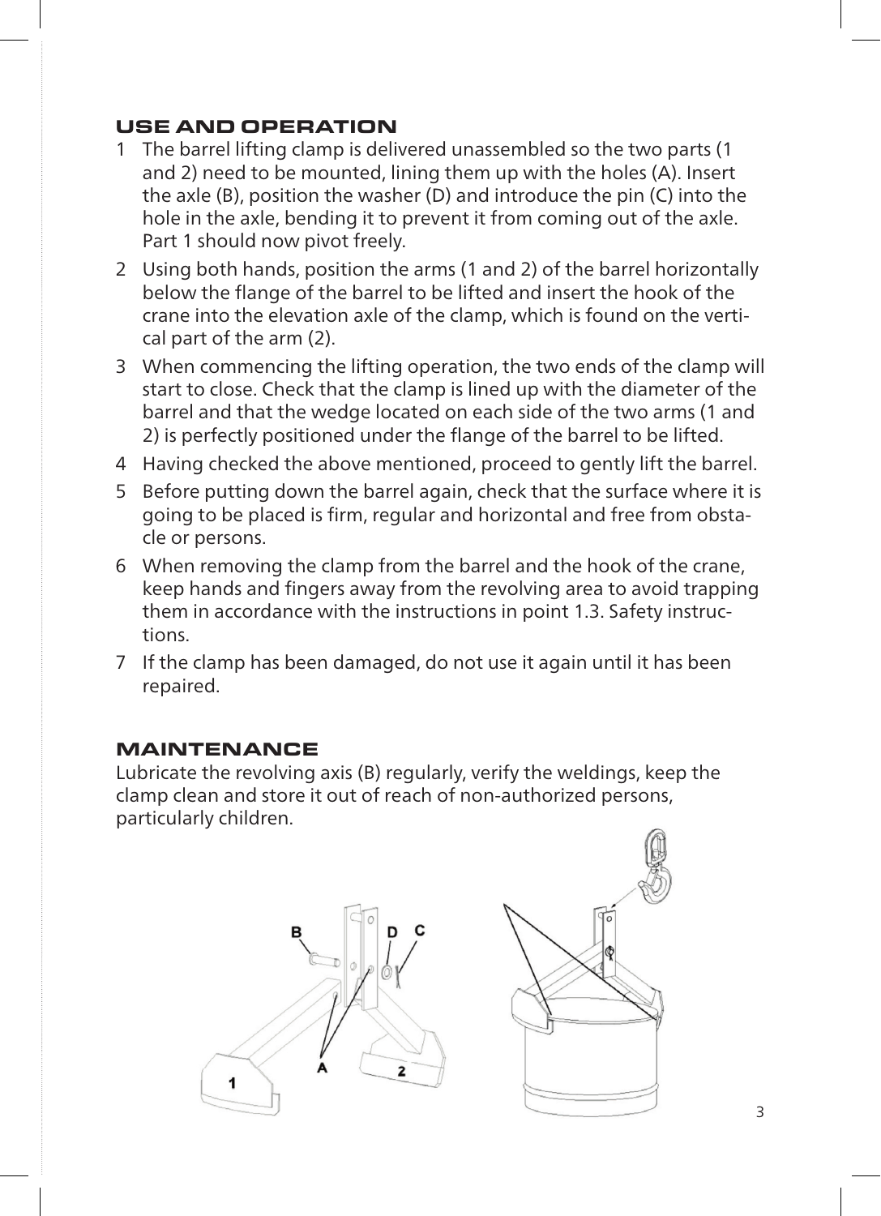## USE AND OPERATION

1. The barrel lifting clamp is delivered unassembled so the two parts (1 and 2) need to be mounted, lining them up with the holes (A). Insert the axle (B), position the washer (D) and introduce the pin (C) into the hole in the axle, bending it to prevent it from coming out of the axle. Part 1 should now pivot freely.
2. Using both hands, position the arms (1 and 2) of the barrel horizontally below the flange of the barrel to be lifted and insert the hook of the crane into the elevation axle of the clamp, which is found on the vertical part of the arm (2).
3. When commencing the lifting operation, the two ends of the clamp will start to close. Check that the clamp is lined up with the diameter of the barrel and that the wedge located on each side of the two arms (1 and 2) is perfectly positioned under the flange of the barrel to be lifted.
4. Having checked the above mentioned, proceed to gently lift the barrel.
5. Before putting down the barrel again, check that the surface where it is going to be placed is firm, regular and horizontal and free from obstacle or persons.
6. When removing the clamp from the barrel and the hook of the crane, keep hands and fingers away from the revolving area to avoid trapping them in accordance with the instructions in point 1.3. Safety instructions.
7. If the clamp has been damaged, do not use it again until it has been repaired.

## MAINTENANCE

Lubricate the revolving axis (B) regularly, verify the weldings, keep the clamp clean and store it out of reach of non-authorized persons, particularly children.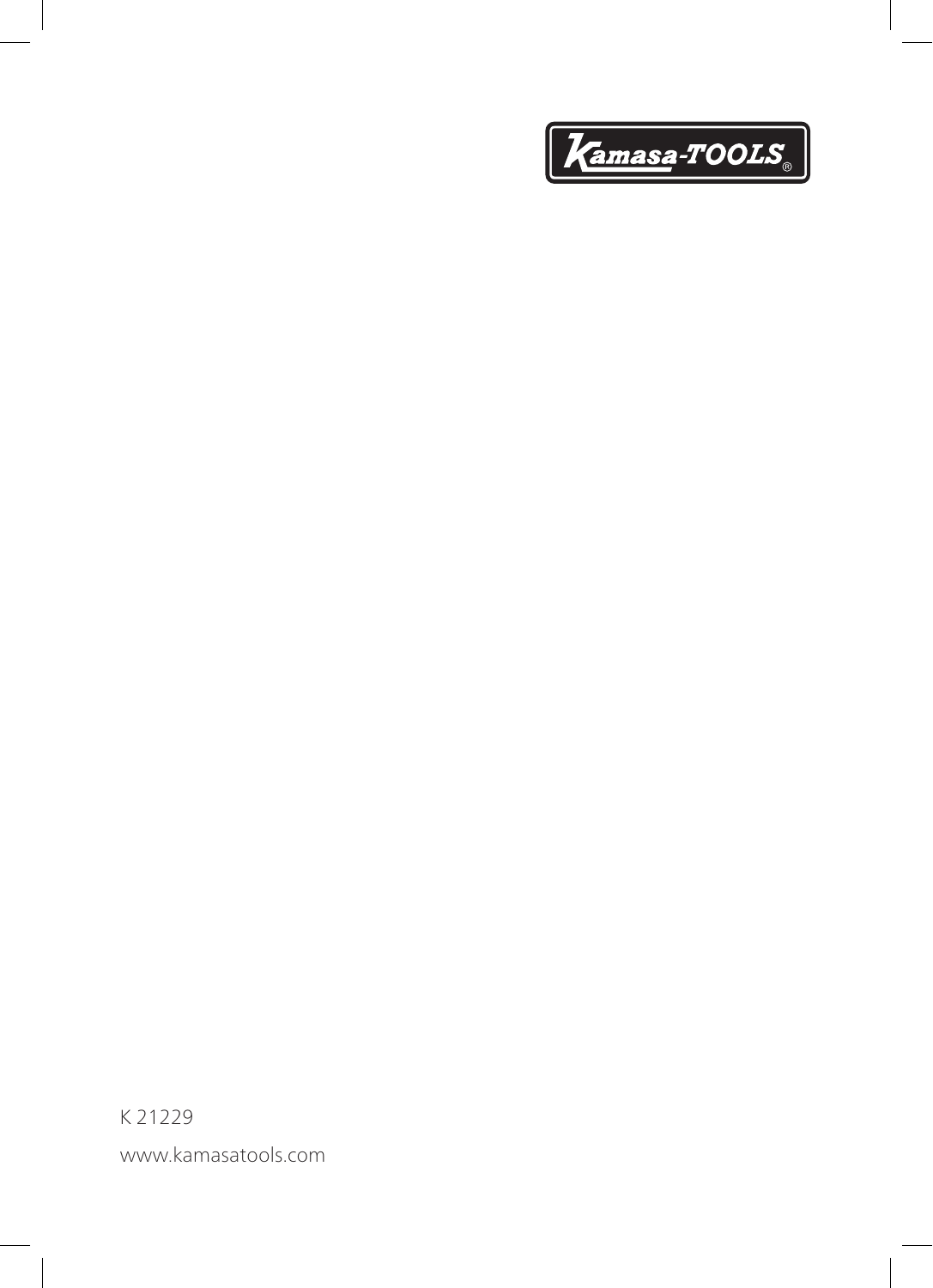Kamasa-TOOLS®

K 21229

www.kamasatools.com